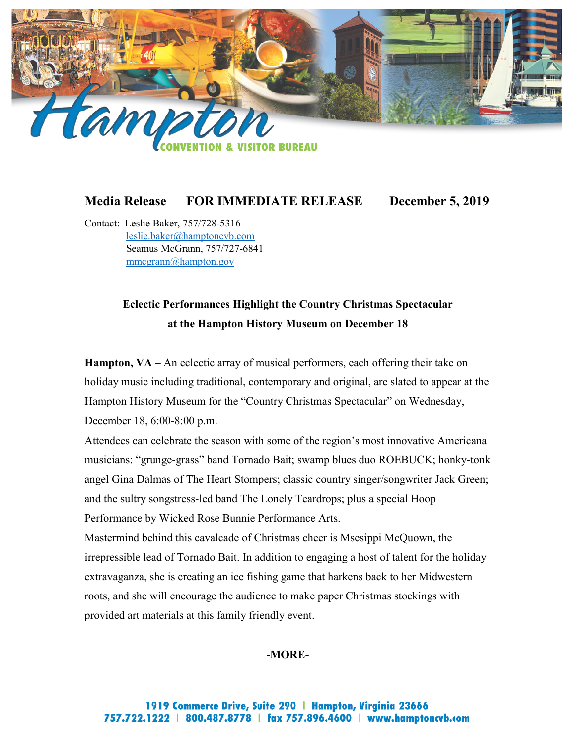Hampton CONVENTION & VISITOR BUREAU

**Media Release FOR IMMEDIATE RELEASE December 5, 2019**

Contact: Leslie Baker, 757/728-5316
leslie.baker@hamptoncvb.com
Seamus McGrann, 757/727-6841
mmcgrann@hampton.gov

## Eclectic Performances Highlight the Country Christmas Spectacular at the Hampton History Museum on December 18

**Hampton, VA –** An eclectic array of musical performers, each offering their take on holiday music including traditional, contemporary and original, are slated to appear at the Hampton History Museum for the "Country Christmas Spectacular" on Wednesday, December 18, 6:00-8:00 p.m.

Attendees can celebrate the season with some of the region's most innovative Americana musicians: "grunge-grass" band Tornado Bait; swamp blues duo ROEBUCK; honky-tonk angel Gina Dalmas of The Heart Stompers; classic country singer/songwriter Jack Green; and the sultry songstress-led band The Lonely Teardrops; plus a special Hoop Performance by Wicked Rose Bunnie Performance Arts.

Mastermind behind this cavalcade of Christmas cheer is Msesippi McQuown, the irrepressible lead of Tornado Bait. In addition to engaging a host of talent for the holiday extravaganza, she is creating an ice fishing game that harkens back to her Midwestern roots, and she will encourage the audience to make paper Christmas stockings with provided art materials at this family friendly event.

**-MORE-**

1919 Commerce Drive, Suite 290 | Hampton, Virginia 23666
757.722.1222 | 800.487.8778 | fax 757.896.4600 | www.hamptoncvb.com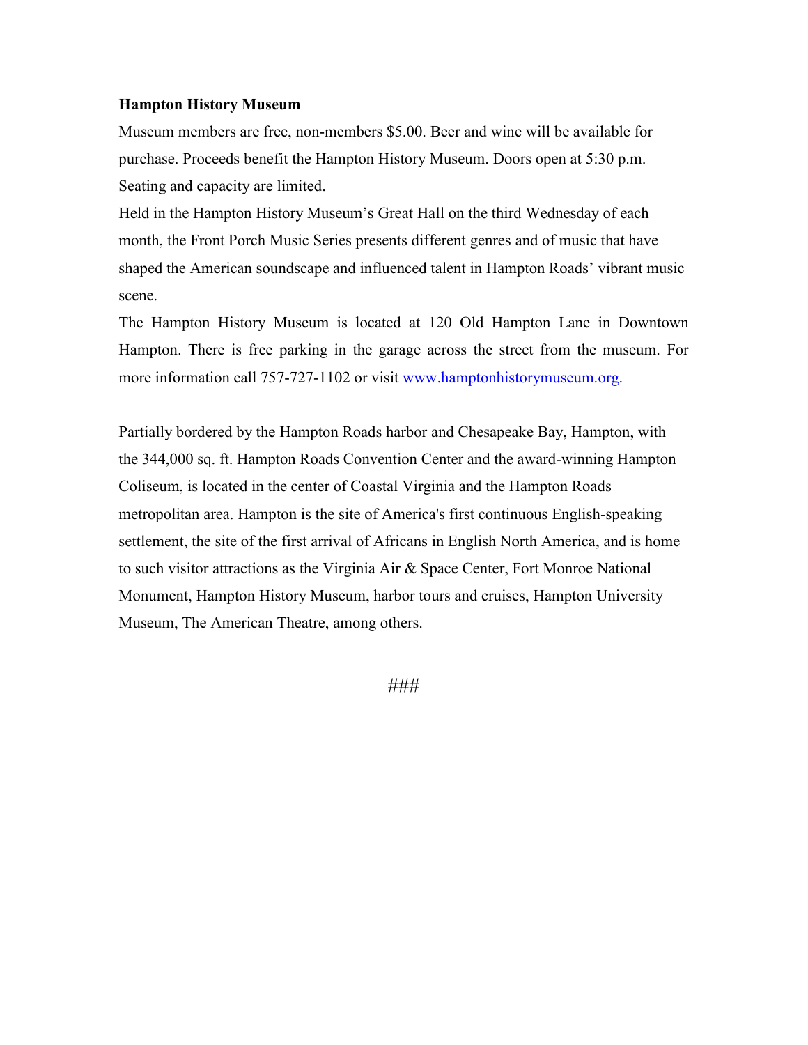**Hampton History Museum**

Museum members are free, non-members $5.00. Beer and wine will be available for purchase. Proceeds benefit the Hampton History Museum. Doors open at 5:30 p.m. Seating and capacity are limited.

Held in the Hampton History Museum's Great Hall on the third Wednesday of each month, the Front Porch Music Series presents different genres and of music that have shaped the American soundscape and influenced talent in Hampton Roads' vibrant music scene.

The Hampton History Museum is located at 120 Old Hampton Lane in Downtown Hampton. There is free parking in the garage across the street from the museum. For more information call 757-727-1102 or visit www.hamptonhistorymuseum.org.

Partially bordered by the Hampton Roads harbor and Chesapeake Bay, Hampton, with the 344,000 sq. ft. Hampton Roads Convention Center and the award-winning Hampton Coliseum, is located in the center of Coastal Virginia and the Hampton Roads metropolitan area. Hampton is the site of America's first continuous English-speaking settlement, the site of the first arrival of Africans in English North America, and is home to such visitor attractions as the Virginia Air & Space Center, Fort Monroe National Monument, Hampton History Museum, harbor tours and cruises, Hampton University Museum, The American Theatre, among others.

###